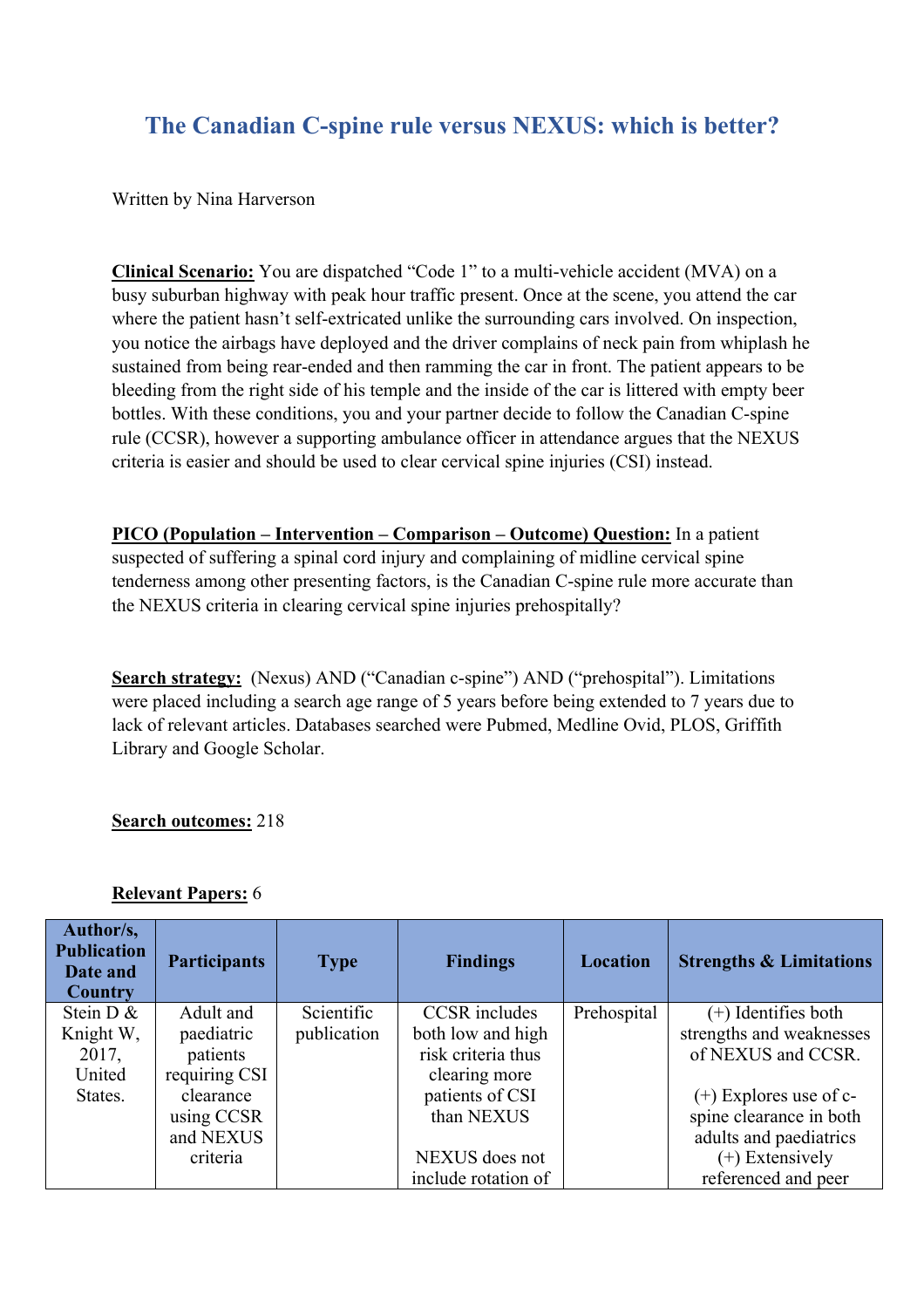# The Canadian C-spine rule versus NEXUS: which is better?

Written by Nina Harverson

**Clinical Scenario:** You are dispatched "Code 1" to a multi-vehicle accident (MVA) on a busy suburban highway with peak hour traffic present. Once at the scene, you attend the car where the patient hasn't self-extricated unlike the surrounding cars involved. On inspection, you notice the airbags have deployed and the driver complains of neck pain from whiplash he sustained from being rear-ended and then ramming the car in front. The patient appears to be bleeding from the right side of his temple and the inside of the car is littered with empty beer bottles. With these conditions, you and your partner decide to follow the Canadian C-spine rule (CCSR), however a supporting ambulance officer in attendance argues that the NEXUS criteria is easier and should be used to clear cervical spine injuries (CSI) instead.

**PICO (Population – Intervention – Comparison – Outcome) Question:** In a patient suspected of suffering a spinal cord injury and complaining of midline cervical spine tenderness among other presenting factors, is the Canadian C-spine rule more accurate than the NEXUS criteria in clearing cervical spine injuries prehospitally?

**Search strategy:** (Nexus) AND ("Canadian c-spine") AND ("prehospital"). Limitations were placed including a search age range of 5 years before being extended to 7 years due to lack of relevant articles. Databases searched were Pubmed, Medline Ovid, PLOS, Griffith Library and Google Scholar.

**Search outcomes:** 218

**Relevant Papers:** 6

| Author/s, Publication Date and Country | Participants | Type | Findings | Location | Strengths & Limitations |
|---|---|---|---|---|---|
| Stein D & Knight W, 2017, United States. | Adult and paediatric patients requiring CSI clearance using CCSR and NEXUS criteria | Scientific publication | CCSR includes both low and high risk criteria thus clearing more patients of CSI than NEXUS<br><br>NEXUS does not include rotation of | Prehospital | (+) Identifies both strengths and weaknesses of NEXUS and CCSR.<br><br>(+) Explores use of c-spine clearance in both adults and paediatrics<br>(+) Extensively referenced and peer |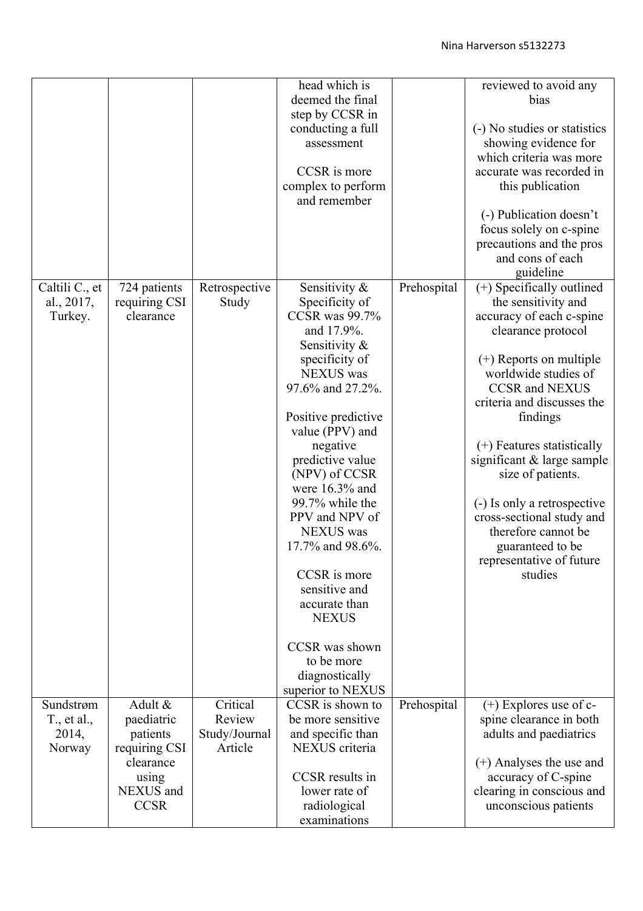| | | | head which is deemed the final step by CCSR in conducting a full assessment<br><br>CCSR is more complex to perform and remember | | reviewed to avoid any bias<br><br>(-) No studies or statistics showing evidence for which criteria was more accurate was recorded in this publication<br><br>(-) Publication doesn't focus solely on c-spine precautions and the pros and cons of each guideline |
|---|---|---|---|---|---|
| Caltili C., et al., 2017, Turkey. | 724 patients requiring CSI clearance | Retrospective Study | Sensitivity & Specificity of CCSR was 99.7% and 17.9%. Sensitivity & specificity of NEXUS was 97.6% and 27.2%.<br><br>Positive predictive value (PPV) and negative predictive value (NPV) of CCSR were 16.3% and 99.7% while the PPV and NPV of NEXUS was 17.7% and 98.6%.<br><br>CCSR is more sensitive and accurate than NEXUS<br><br>CCSR was shown to be more diagnostically superior to NEXUS | Prehospital | (+) Specifically outlined the sensitivity and accuracy of each c-spine clearance protocol<br><br>(+) Reports on multiple worldwide studies of CCSR and NEXUS criteria and discusses the findings<br><br>(+) Features statistically significant & large sample size of patients.<br><br>(-) Is only a retrospective cross-sectional study and therefore cannot be guaranteed to be representative of future studies |
| Sundstrøm T., et al., 2014, Norway | Adult & paediatric patients requiring CSI clearance using NEXUS and CCSR | Critical Review Study/Journal Article | CCSR is shown to be more sensitive and specific than NEXUS criteria<br><br>CCSR results in lower rate of radiological examinations | Prehospital | (+) Explores use of c-spine clearance in both adults and paediatrics<br><br>(+) Analyses the use and accuracy of C-spine clearing in conscious and unconscious patients |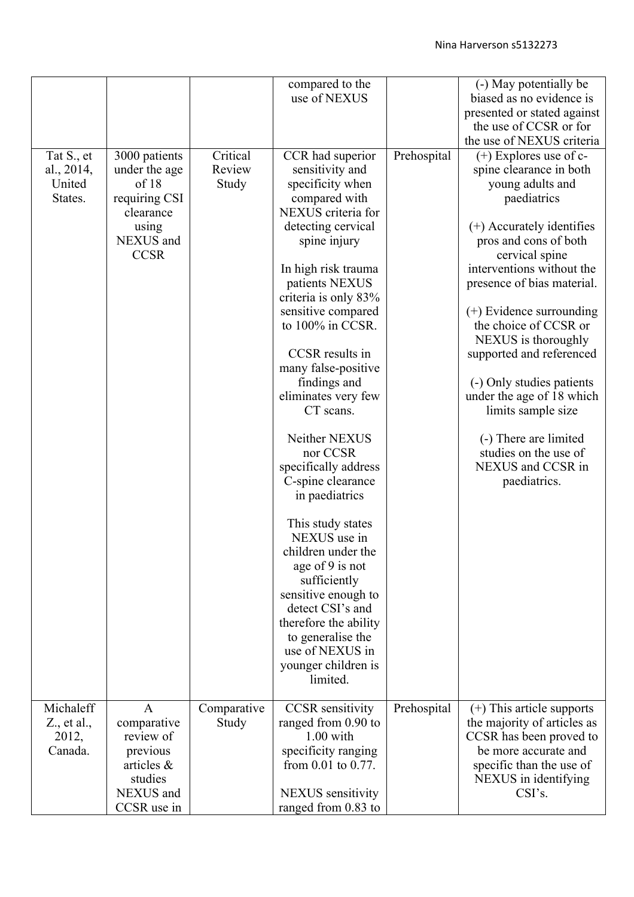| | | | | | |
|---|---|---|---|---|---|
| | | | compared to the use of NEXUS | | (-) May potentially be biased as no evidence is presented or stated against the use of CCSR or for the use of NEXUS criteria |
| Tat S., et al., 2014, United States. | 3000 patients under the age of 18 requiring CSI clearance using NEXUS and CCSR | Critical Review Study | CCR had superior sensitivity and specificity when compared with NEXUS criteria for detecting cervical spine injury<br><br>In high risk trauma patients NEXUS criteria is only 83% sensitive compared to 100% in CCSR.<br><br>CCSR results in many false-positive findings and eliminates very few CT scans.<br><br>Neither NEXUS nor CCSR specifically address C-spine clearance in paediatrics<br><br>This study states NEXUS use in children under the age of 9 is not sufficiently sensitive enough to detect CSI's and therefore the ability to generalise the use of NEXUS in younger children is limited. | Prehospital | (+) Explores use of c-spine clearance in both young adults and paediatrics<br><br>(+) Accurately identifies pros and cons of both cervical spine interventions without the presence of bias material.<br><br>(+) Evidence surrounding the choice of CCSR or NEXUS is thoroughly supported and referenced<br><br>(-) Only studies patients under the age of 18 which limits sample size<br><br>(-) There are limited studies on the use of NEXUS and CCSR in paediatrics. |
| Michaleff Z., et al., 2012, Canada. | A comparative review of previous articles & studies NEXUS and CCSR use in | Comparative Study | CCSR sensitivity ranged from 0.90 to 1.00 with specificity ranging from 0.01 to 0.77.<br><br>NEXUS sensitivity ranged from 0.83 to | Prehospital | (+) This article supports the majority of articles as CCSR has been proved to be more accurate and specific than the use of NEXUS in identifying CSI's. |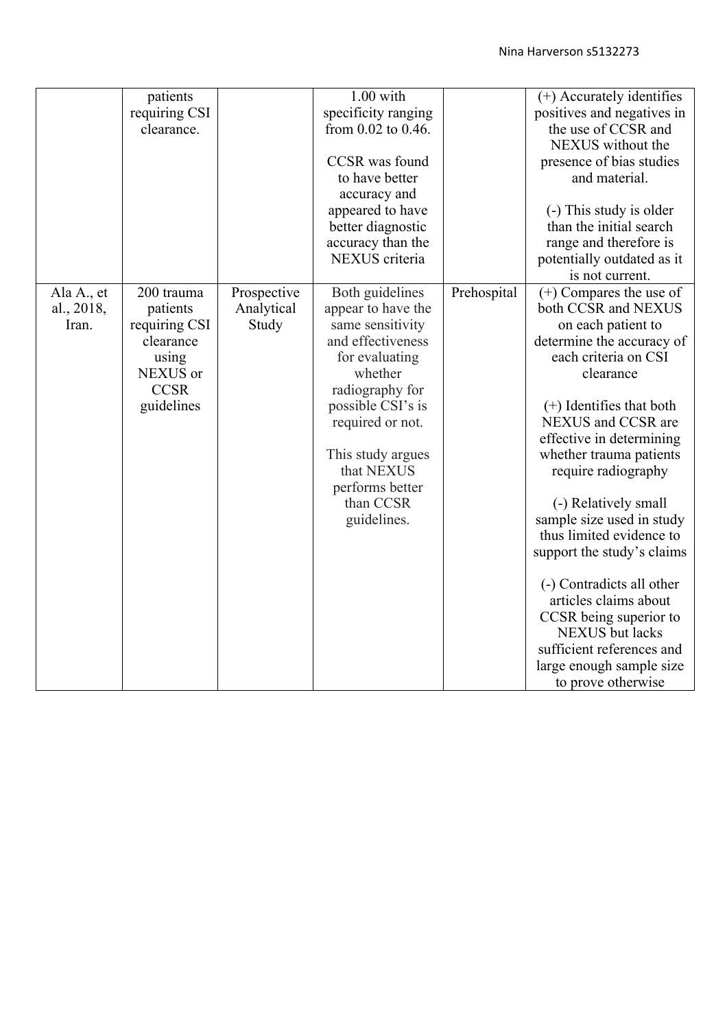| | | | | | |
|---|---|---|---|---|---|
| | patients requiring CSI clearance. | | 1.00 with specificity ranging from 0.02 to 0.46.<br><br>CCSR was found to have better accuracy and appeared to have better diagnostic accuracy than the NEXUS criteria | | (+) Accurately identifies positives and negatives in the use of CCSR and NEXUS without the presence of bias studies and material.<br><br>(-) This study is older than the initial search range and therefore is potentially outdated as it is not current. |
| Ala A., et al., 2018, Iran. | 200 trauma patients requiring CSI clearance using NEXUS or CCSR guidelines | Prospective Analytical Study | Both guidelines appear to have the same sensitivity and effectiveness for evaluating whether radiography for possible CSI's is required or not.<br><br>This study argues that NEXUS performs better than CCSR guidelines. | Prehospital | (+) Compares the use of both CCSR and NEXUS on each patient to determine the accuracy of each criteria on CSI clearance<br><br>(+) Identifies that both NEXUS and CCSR are effective in determining whether trauma patients require radiography<br><br>(-) Relatively small sample size used in study thus limited evidence to support the study's claims<br><br>(-) Contradicts all other articles claims about CCSR being superior to NEXUS but lacks sufficient references and large enough sample size to prove otherwise |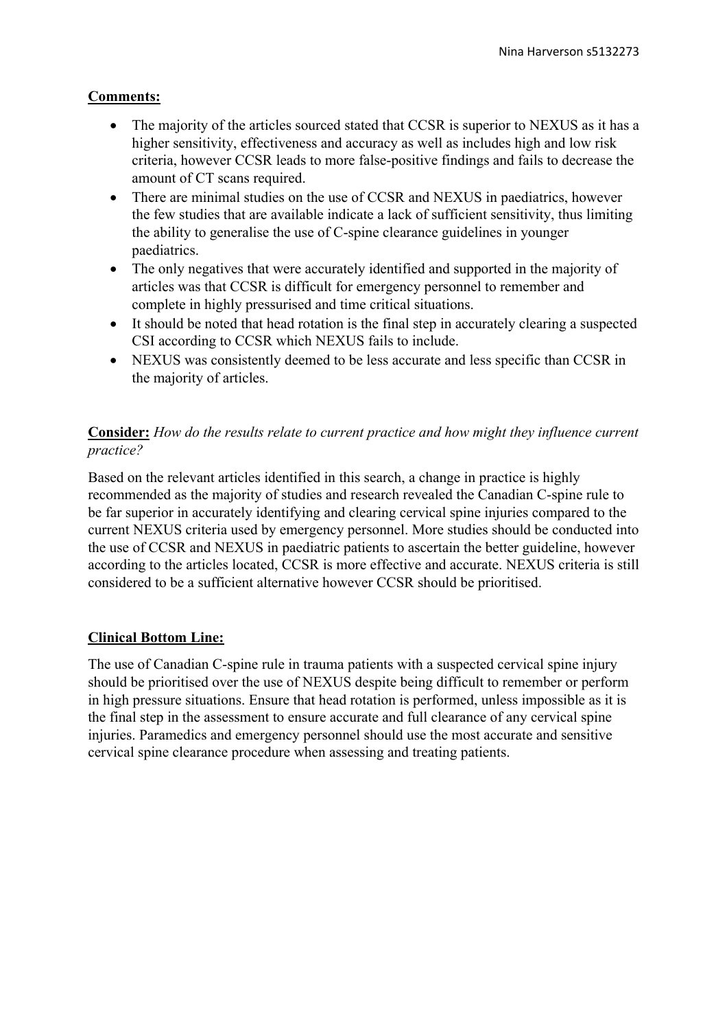**Comments:**

- The majority of the articles sourced stated that CCSR is superior to NEXUS as it has a higher sensitivity, effectiveness and accuracy as well as includes high and low risk criteria, however CCSR leads to more false-positive findings and fails to decrease the amount of CT scans required.
- There are minimal studies on the use of CCSR and NEXUS in paediatrics, however the few studies that are available indicate a lack of sufficient sensitivity, thus limiting the ability to generalise the use of C-spine clearance guidelines in younger paediatrics.
- The only negatives that were accurately identified and supported in the majority of articles was that CCSR is difficult for emergency personnel to remember and complete in highly pressurised and time critical situations.
- It should be noted that head rotation is the final step in accurately clearing a suspected CSI according to CCSR which NEXUS fails to include.
- NEXUS was consistently deemed to be less accurate and less specific than CCSR in the majority of articles.

**Consider:** *How do the results relate to current practice and how might they influence current practice?*

Based on the relevant articles identified in this search, a change in practice is highly recommended as the majority of studies and research revealed the Canadian C-spine rule to be far superior in accurately identifying and clearing cervical spine injuries compared to the current NEXUS criteria used by emergency personnel. More studies should be conducted into the use of CCSR and NEXUS in paediatric patients to ascertain the better guideline, however according to the articles located, CCSR is more effective and accurate. NEXUS criteria is still considered to be a sufficient alternative however CCSR should be prioritised.

**Clinical Bottom Line:**

The use of Canadian C-spine rule in trauma patients with a suspected cervical spine injury should be prioritised over the use of NEXUS despite being difficult to remember or perform in high pressure situations. Ensure that head rotation is performed, unless impossible as it is the final step in the assessment to ensure accurate and full clearance of any cervical spine injuries. Paramedics and emergency personnel should use the most accurate and sensitive cervical spine clearance procedure when assessing and treating patients.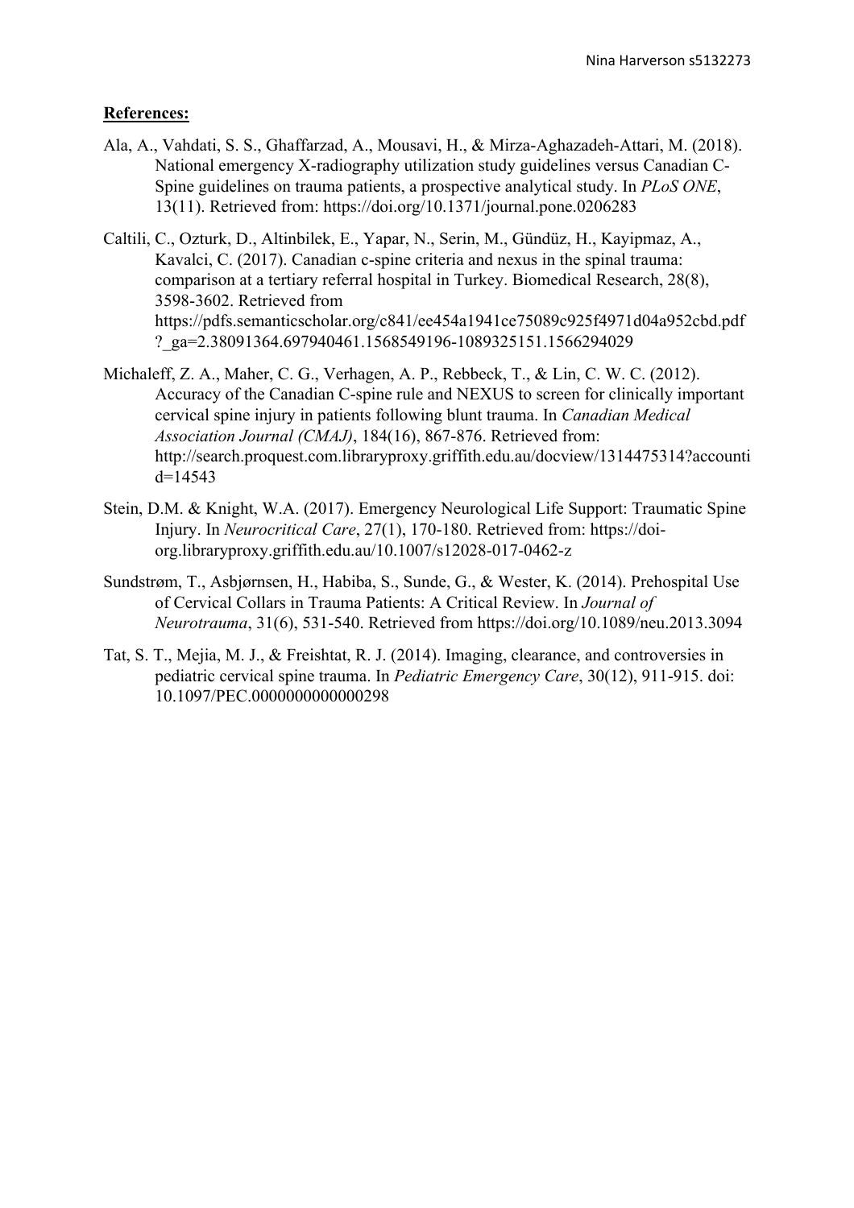**References:**

Ala, A., Vahdati, S. S., Ghaffarzad, A., Mousavi, H., & Mirza-Aghazadeh-Attari, M. (2018). National emergency X-radiography utilization study guidelines versus Canadian C-Spine guidelines on trauma patients, a prospective analytical study. In *PLoS ONE*, 13(11). Retrieved from: https://doi.org/10.1371/journal.pone.0206283

Caltili, C., Ozturk, D., Altinbilek, E., Yapar, N., Serin, M., Gündüz, H., Kayipmaz, A., Kavalci, C. (2017). Canadian c-spine criteria and nexus in the spinal trauma: comparison at a tertiary referral hospital in Turkey. Biomedical Research, 28(8), 3598-3602. Retrieved from https://pdfs.semanticscholar.org/c841/ee454a1941ce75089c925f4971d04a952cbd.pdf?_ga=2.38091364.697940461.1568549196-1089325151.1566294029

Michaleff, Z. A., Maher, C. G., Verhagen, A. P., Rebbeck, T., & Lin, C. W. C. (2012). Accuracy of the Canadian C-spine rule and NEXUS to screen for clinically important cervical spine injury in patients following blunt trauma. In *Canadian Medical Association Journal (CMAJ)*, 184(16), 867-876. Retrieved from: http://search.proquest.com.libraryproxy.griffith.edu.au/docview/1314475314?accountid=14543

Stein, D.M. & Knight, W.A. (2017). Emergency Neurological Life Support: Traumatic Spine Injury. In *Neurocritical Care*, 27(1), 170-180. Retrieved from: https://doi-org.libraryproxy.griffith.edu.au/10.1007/s12028-017-0462-z

Sundstrøm, T., Asbjørnsen, H., Habiba, S., Sunde, G., & Wester, K. (2014). Prehospital Use of Cervical Collars in Trauma Patients: A Critical Review. In *Journal of Neurotrauma*, 31(6), 531-540. Retrieved from https://doi.org/10.1089/neu.2013.3094

Tat, S. T., Mejia, M. J., & Freishtat, R. J. (2014). Imaging, clearance, and controversies in pediatric cervical spine trauma. In *Pediatric Emergency Care*, 30(12), 911-915. doi: 10.1097/PEC.0000000000000298